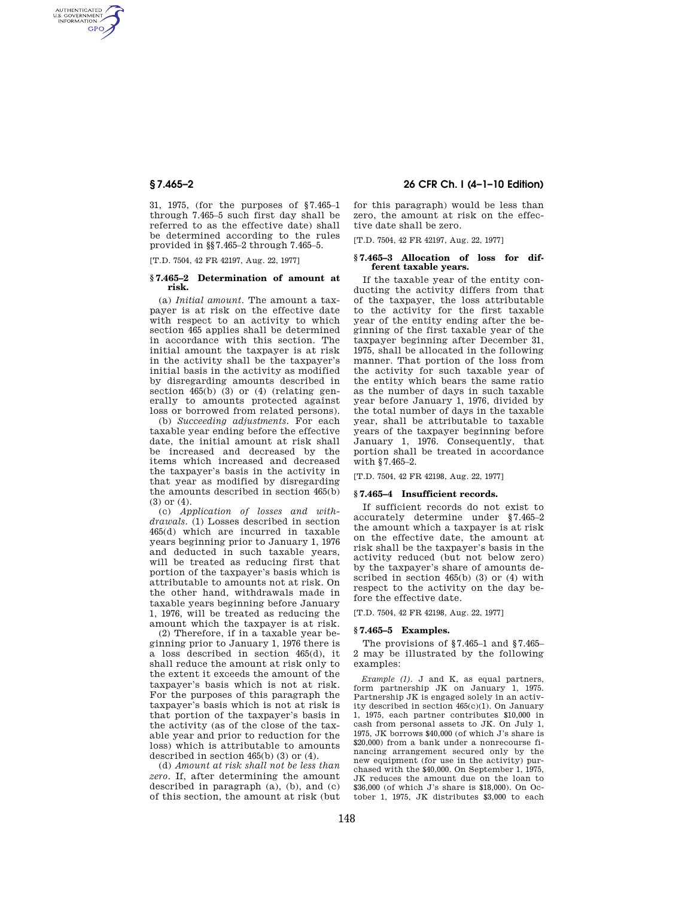31, 1975, (for the purposes of §7.465–1 through 7.465–5 such first day shall be referred to as the effective date) shall be determined according to the rules provided in §§7.465–2 through 7.465–5.

[T.D. 7504, 42 FR 42197, Aug. 22, 1977]

### §7.465–2 Determination of amount at risk.

(a) *Initial amount.* The amount a taxpayer is at risk on the effective date with respect to an activity to which section 465 applies shall be determined in accordance with this section. The initial amount the taxpayer is at risk in the activity shall be the taxpayer's initial basis in the activity as modified by disregarding amounts described in section 465(b) (3) or (4) (relating generally to amounts protected against loss or borrowed from related persons).

(b) *Succeeding adjustments.* For each taxable year ending before the effective date, the initial amount at risk shall be increased and decreased by the items which increased and decreased the taxpayer's basis in the activity in that year as modified by disregarding the amounts described in section 465(b) (3) or (4).

(c) *Application of losses and withdrawals.* (1) Losses described in section 465(d) which are incurred in taxable years beginning prior to January 1, 1976 and deducted in such taxable years, will be treated as reducing first that portion of the taxpayer's basis which is attributable to amounts not at risk. On the other hand, withdrawals made in taxable years beginning before January 1, 1976, will be treated as reducing the amount which the taxpayer is at risk.

(2) Therefore, if in a taxable year beginning prior to January 1, 1976 there is a loss described in section 465(d), it shall reduce the amount at risk only to the extent it exceeds the amount of the taxpayer's basis which is not at risk. For the purposes of this paragraph the taxpayer's basis which is not at risk is that portion of the taxpayer's basis in the activity (as of the close of the taxable year and prior to reduction for the loss) which is attributable to amounts described in section 465(b) (3) or (4).

(d) *Amount at risk shall not be less than zero.* If, after determining the amount described in paragraph (a), (b), and (c) of this section, the amount at risk (but for this paragraph) would be less than zero, the amount at risk on the effective date shall be zero.

[T.D. 7504, 42 FR 42197, Aug. 22, 1977]

### §7.465–3 Allocation of loss for different taxable years.

If the taxable year of the entity conducting the activity differs from that of the taxpayer, the loss attributable to the activity for the first taxable year of the entity ending after the beginning of the first taxable year of the taxpayer beginning after December 31, 1975, shall be allocated in the following manner. That portion of the loss from the activity for such taxable year of the entity which bears the same ratio as the number of days in such taxable year before January 1, 1976, divided by the total number of days in the taxable year, shall be attributable to taxable years of the taxpayer beginning before January 1, 1976. Consequently, that portion shall be treated in accordance with §7.465–2.

[T.D. 7504, 42 FR 42198, Aug. 22, 1977]

### §7.465–4 Insufficient records.

If sufficient records do not exist to accurately determine under §7.465–2 the amount which a taxpayer is at risk on the effective date, the amount at risk shall be the taxpayer's basis in the activity reduced (but not below zero) by the taxpayer's share of amounts described in section 465(b) (3) or (4) with respect to the activity on the day before the effective date.

[T.D. 7504, 42 FR 42198, Aug. 22, 1977]

### §7.465–5 Examples.

The provisions of §7.465–1 and §7.465–2 may be illustrated by the following examples:

*Example (1).* J and K, as equal partners, form partnership JK on January 1, 1975. Partnership JK is engaged solely in an activity described in section 465(c)(1). On January 1, 1975, each partner contributes $10,000 in cash from personal assets to JK. On July 1, 1975, JK borrows $40,000 (of which J's share is $20,000) from a bank under a nonrecourse financing arrangement secured only by the new equipment (for use in the activity) purchased with the $40,000. On September 1, 1975, JK reduces the amount due on the loan to $36,000 (of which J's share is $18,000). On October 1, 1975, JK distributes $3,000 to each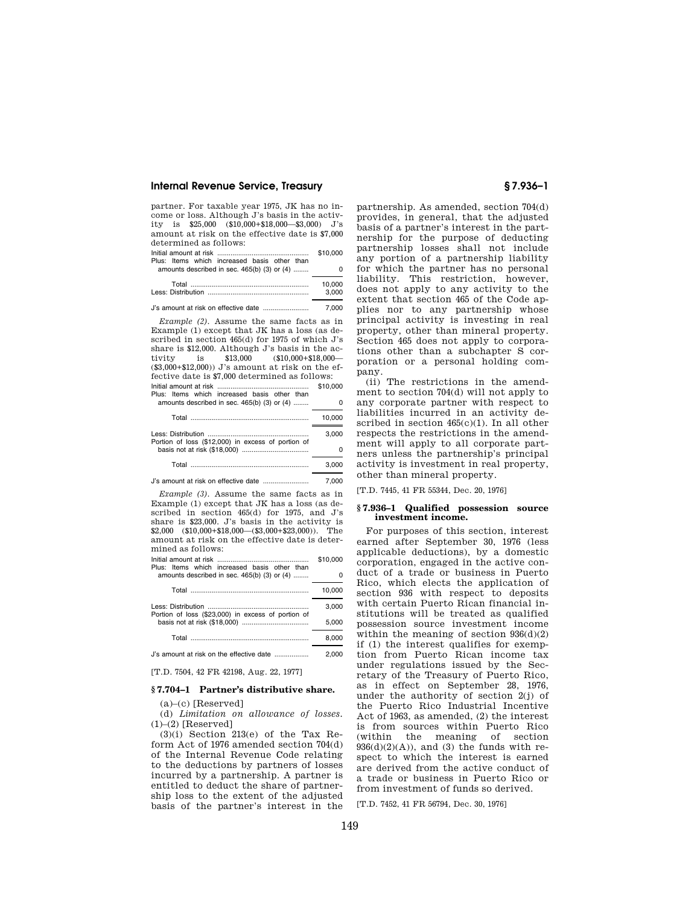partner. For taxable year 1975, JK has no income or loss. Although J's basis in the activity is $25,000 ($10,000+$18,000—$3,000) J's amount at risk on the effective date is $7,000 determined as follows:

| | |
|---|---|
| Initial amount at risk | $10,000 |
| Plus: Items which increased basis other than amounts described in sec. 465(b) (3) or (4) | 0 |
| Total | 10,000 |
| Less: Distribution | 3,000 |
| J's amount at risk on effective date | 7,000 |

*Example (2).* Assume the same facts as in Example (1) except that JK has a loss (as described in section 465(d) for 1975 of which J's share is $12,000. Although J's basis in the activity is $13,000 ($10,000+$18,000—($3,000+$12,000)) J's amount at risk on the effective date is $7,000 determined as follows:

| | |
|---|---|
| Initial amount at risk | $10,000 |
| Plus: Items which increased basis other than amounts described in sec. 465(b) (3) or (4) | 0 |
| Total | 10,000 |
| Less: Distribution | 3,000 |
| Portion of loss ($12,000) in excess of portion of basis not at risk ($18,000) | 0 |
| Total | 3,000 |
| J's amount at risk on effective date | 7,000 |

*Example (3).* Assume the same facts as in Example (1) except that JK has a loss (as described in section 465(d) for 1975, and J's share is $23,000. J's basis in the activity is $2,000 ($10,000+$18,000—($3,000+$23,000)). The amount at risk on the effective date is determined as follows:

| | |
|---|---|
| Initial amount at risk | $10,000 |
| Plus: Items which increased basis other than amounts described in sec. 465(b) (3) or (4) | 0 |
| Total | 10,000 |
| Less: Distribution | 3,000 |
| Portion of loss ($23,000) in excess of portion of basis not at risk ($18,000) | 5,000 |
| Total | 8,000 |
| J's amount at risk on the effective date | 2,000 |

[T.D. 7504, 42 FR 42198, Aug. 22, 1977]

## § 7.704–1 Partner's distributive share.

(a)–(c) [Reserved]

(d) *Limitation on allowance of losses.* (1)–(2) [Reserved]

(3)(i) Section 213(e) of the Tax Reform Act of 1976 amended section 704(d) of the Internal Revenue Code relating to the deductions by partners of losses incurred by a partnership. A partner is entitled to deduct the share of partnership loss to the extent of the adjusted basis of the partner's interest in the partnership. As amended, section 704(d) provides, in general, that the adjusted basis of a partner's interest in the partnership for the purpose of deducting partnership losses shall not include any portion of a partnership liability for which the partner has no personal liability. This restriction, however, does not apply to any activity to the extent that section 465 of the Code applies nor to any partnership whose principal activity is investing in real property, other than mineral property. Section 465 does not apply to corporations other than a subchapter S corporation or a personal holding company.

(ii) The restrictions in the amendment to section 704(d) will not apply to any corporate partner with respect to liabilities incurred in an activity described in section 465(c)(1). In all other respects the restrictions in the amendment will apply to all corporate partners unless the partnership's principal activity is investment in real property, other than mineral property.

[T.D. 7445, 41 FR 55344, Dec. 20, 1976]

## § 7.936–1 Qualified possession source investment income.

For purposes of this section, interest earned after September 30, 1976 (less applicable deductions), by a domestic corporation, engaged in the active conduct of a trade or business in Puerto Rico, which elects the application of section 936 with respect to deposits with certain Puerto Rican financial institutions will be treated as qualified possession source investment income within the meaning of section 936(d)(2) if (1) the interest qualifies for exemption from Puerto Rican income tax under regulations issued by the Secretary of the Treasury of Puerto Rico, as in effect on September 28, 1976, under the authority of section 2(j) of the Puerto Rico Industrial Incentive Act of 1963, as amended, (2) the interest is from sources within Puerto Rico (within the meaning of section 936(d)(2)(A)), and (3) the funds with respect to which the interest is earned are derived from the active conduct of a trade or business in Puerto Rico or from investment of funds so derived.

[T.D. 7452, 41 FR 56794, Dec. 30, 1976]